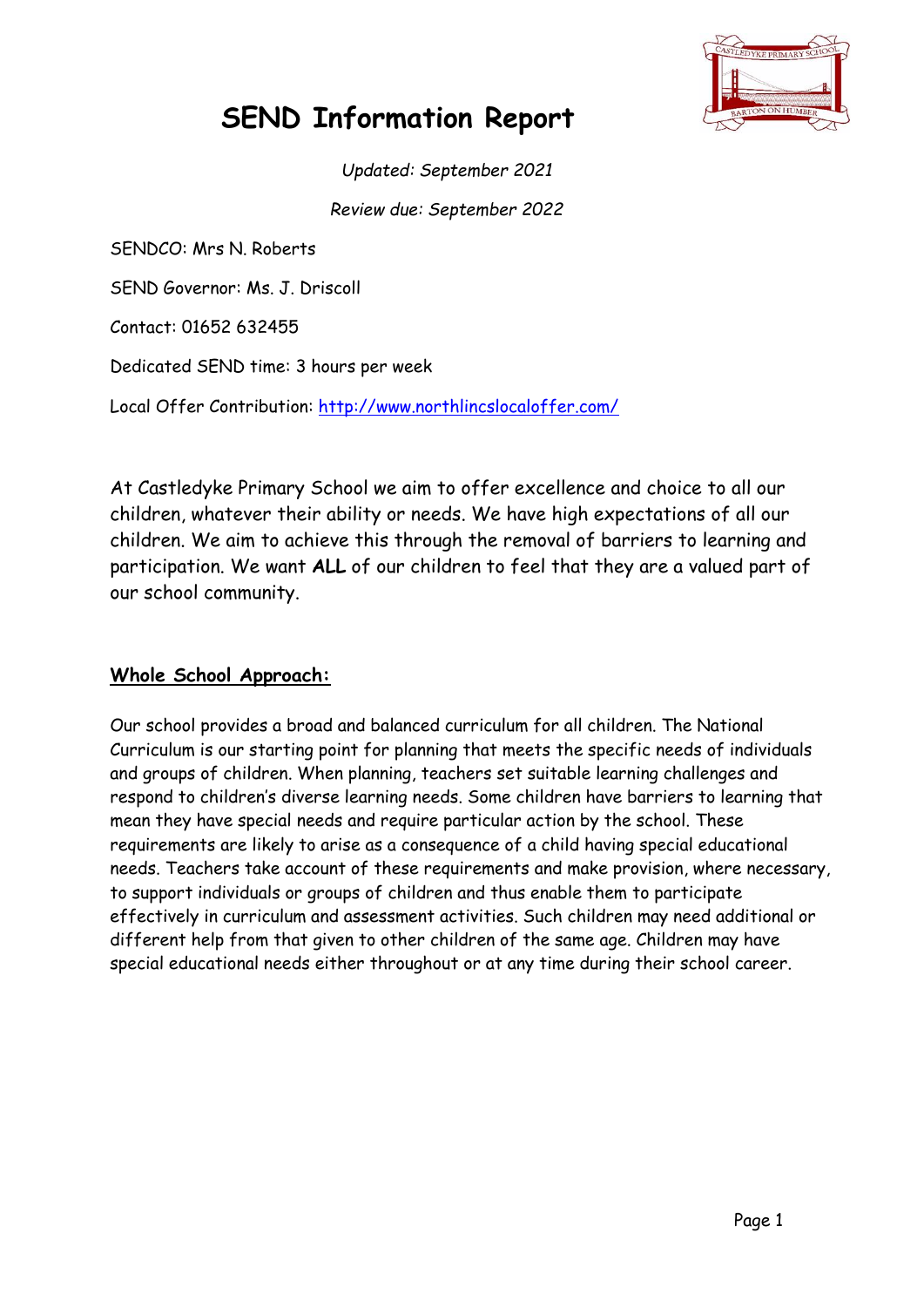# SEND Information Report

*Updated: September 2021*

*Review due: September 2022*

SENDCO: Mrs N. Roberts

SEND Governor: Ms. J. Driscoll

Contact: 01652 632455

Dedicated SEND time: 3 hours per week

Local Offer Contribution: [http://www.northlincslocaloffer.com/](http://www.northlincslocaloffer.com/)

At Castledyke Primary School we aim to offer excellence and choice to all our children, whatever their ability or needs. We have high expectations of all our children. We aim to achieve this through the removal of barriers to learning and participation. We want **ALL** of our children to feel that they are a valued part of our school community.

## Whole School Approach:

Our school provides a broad and balanced curriculum for all children. The National Curriculum is our starting point for planning that meets the specific needs of individuals and groups of children. When planning, teachers set suitable learning challenges and respond to children's diverse learning needs. Some children have barriers to learning that mean they have special needs and require particular action by the school. These requirements are likely to arise as a consequence of a child having special educational needs. Teachers take account of these requirements and make provision, where necessary, to support individuals or groups of children and thus enable them to participate effectively in curriculum and assessment activities. Such children may need additional or different help from that given to other children of the same age. Children may have special educational needs either throughout or at any time during their school career.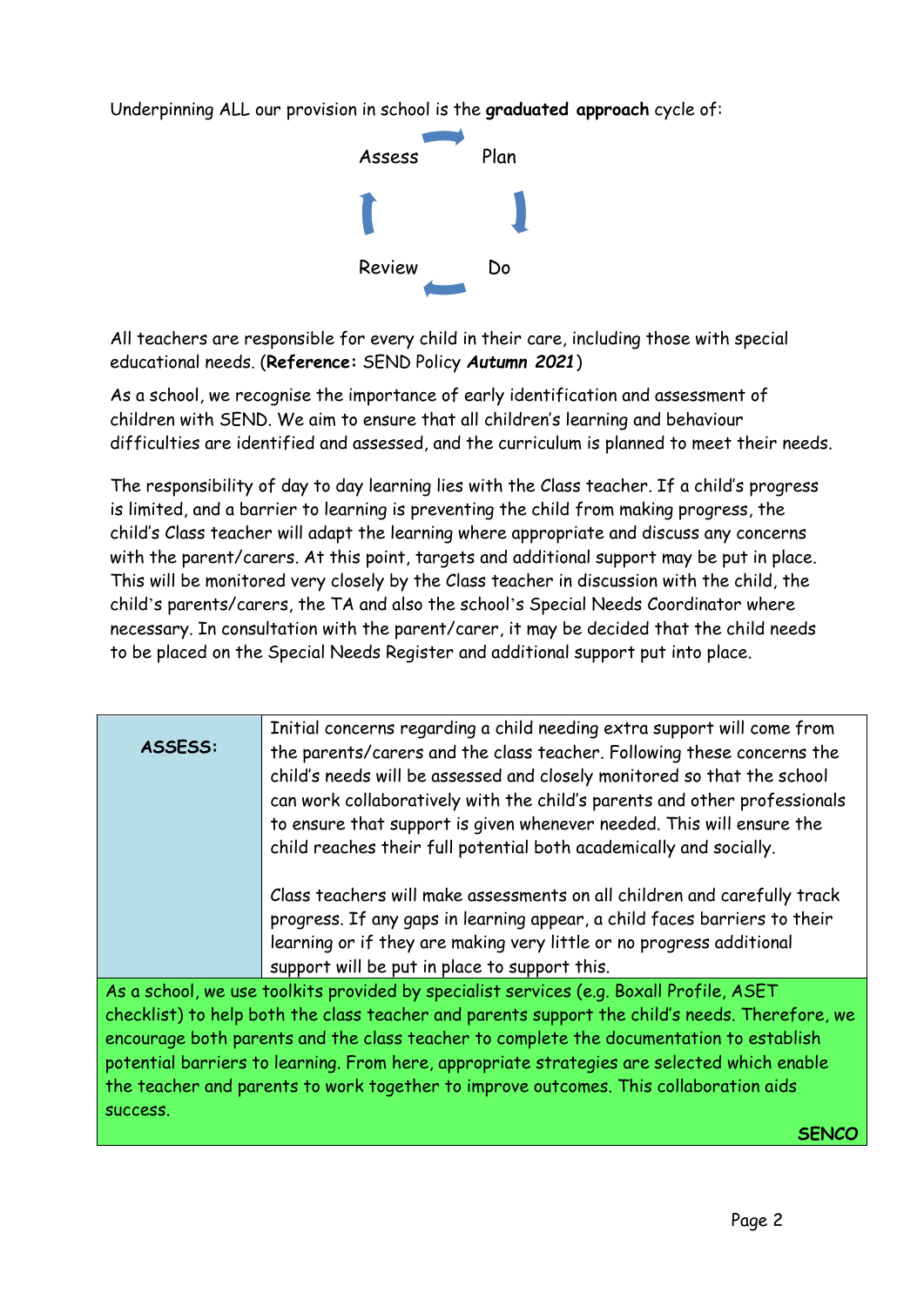Underpinning ALL our provision in school is the **graduated approach** cycle of:

Assess → Plan → Do → Review

All teachers are responsible for every child in their care, including those with special educational needs. (**Reference:** SEND Policy ***Autumn 2021***)

As a school, we recognise the importance of early identification and assessment of children with SEND. We aim to ensure that all children's learning and behaviour difficulties are identified and assessed, and the curriculum is planned to meet their needs.

The responsibility of day to day learning lies with the Class teacher. If a child's progress is limited, and a barrier to learning is preventing the child from making progress, the child's Class teacher will adapt the learning where appropriate and discuss any concerns with the parent/carers. At this point, targets and additional support may be put in place. This will be monitored very closely by the Class teacher in discussion with the child, the child's parents/carers, the TA and also the school's Special Needs Coordinator where necessary. In consultation with the parent/carer, it may be decided that the child needs to be placed on the Special Needs Register and additional support put into place.

| **ASSESS:** | Initial concerns regarding a child needing extra support will come from the parents/carers and the class teacher. Following these concerns the child's needs will be assessed and closely monitored so that the school can work collaboratively with the child's parents and other professionals to ensure that support is given whenever needed. This will ensure the child reaches their full potential both academically and socially.<br><br>Class teachers will make assessments on all children and carefully track progress. If any gaps in learning appear, a child faces barriers to their learning or if they are making very little or no progress additional support will be put in place to support this. |
|---|---|

As a school, we use toolkits provided by specialist services (e.g. Boxall Profile, ASET checklist) to help both the class teacher and parents support the child's needs. Therefore, we encourage both parents and the class teacher to complete the documentation to establish potential barriers to learning. From here, appropriate strategies are selected which enable the teacher and parents to work together to improve outcomes. This collaboration aids success.

**SENCO**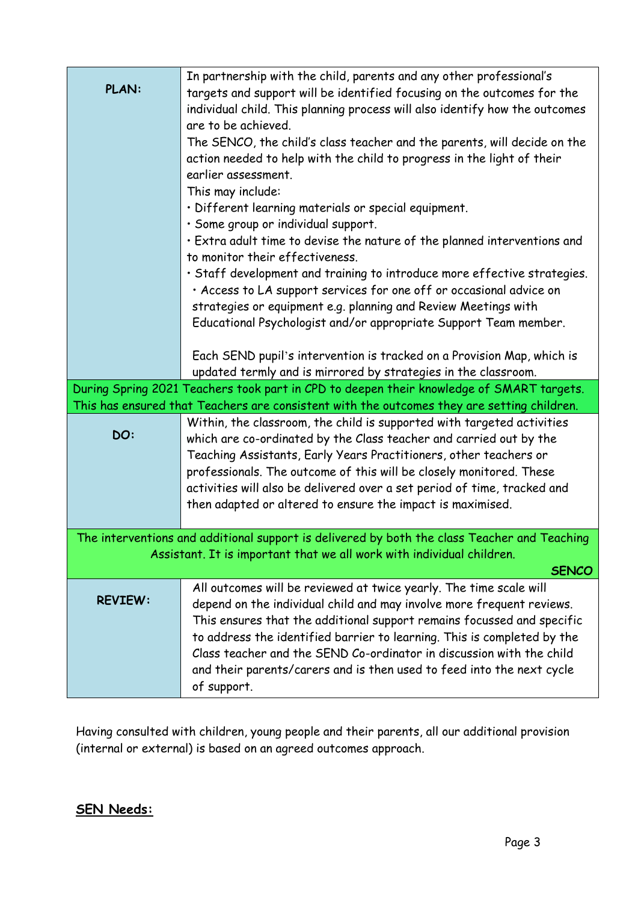| | |
|---|---|
| **PLAN:** | In partnership with the child, parents and any other professional's targets and support will be identified focusing on the outcomes for the individual child. This planning process will also identify how the outcomes are to be achieved.<br>The SENCO, the child's class teacher and the parents, will decide on the action needed to help with the child to progress in the light of their earlier assessment.<br>This may include:<br>• Different learning materials or special equipment.<br>• Some group or individual support.<br>• Extra adult time to devise the nature of the planned interventions and to monitor their effectiveness.<br>• Staff development and training to introduce more effective strategies.<br>• Access to LA support services for one off or occasional advice on strategies or equipment e.g. planning and Review Meetings with Educational Psychologist and/or appropriate Support Team member.<br><br>Each SEND pupil's intervention is tracked on a Provision Map, which is updated termly and is mirrored by strategies in the classroom. |
| During Spring 2021 Teachers took part in CPD to deepen their knowledge of SMART targets. This has ensured that Teachers are consistent with the outcomes they are setting children. | |
| **DO:** | Within, the classroom, the child is supported with targeted activities which are co-ordinated by the Class teacher and carried out by the Teaching Assistants, Early Years Practitioners, other teachers or professionals. The outcome of this will be closely monitored. These activities will also be delivered over a set period of time, tracked and then adapted or altered to ensure the impact is maximised. |
| The interventions and additional support is delivered by both the class Teacher and Teaching Assistant. It is important that we all work with individual children. **SENCO** | |
| **REVIEW:** | All outcomes will be reviewed at twice yearly. The time scale will depend on the individual child and may involve more frequent reviews. This ensures that the additional support remains focussed and specific to address the identified barrier to learning. This is completed by the Class teacher and the SEND Co-ordinator in discussion with the child and their parents/carers and is then used to feed into the next cycle of support. |

Having consulted with children, young people and their parents, all our additional provision (internal or external) is based on an agreed outcomes approach.

## SEN Needs: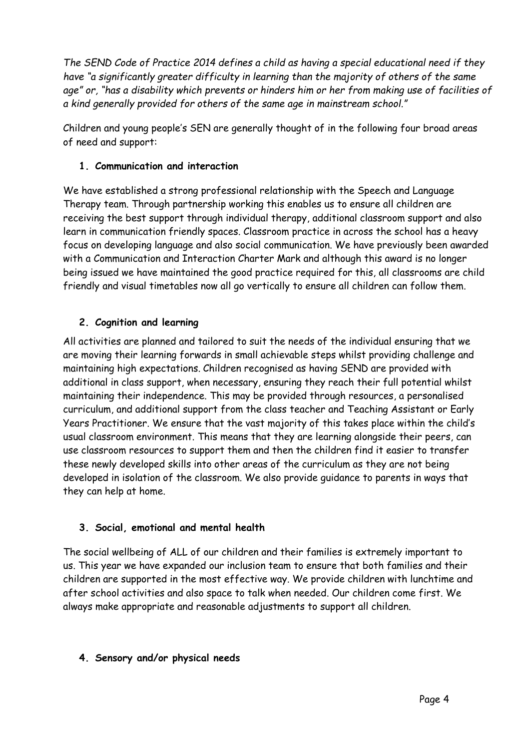*The SEND Code of Practice 2014 defines a child as having a special educational need if they have "a significantly greater difficulty in learning than the majority of others of the same age" or, "has a disability which prevents or hinders him or her from making use of facilities of a kind generally provided for others of the same age in mainstream school."*

Children and young people's SEN are generally thought of in the following four broad areas of need and support:

**1. Communication and interaction**

We have established a strong professional relationship with the Speech and Language Therapy team. Through partnership working this enables us to ensure all children are receiving the best support through individual therapy, additional classroom support and also learn in communication friendly spaces. Classroom practice in across the school has a heavy focus on developing language and also social communication. We have previously been awarded with a Communication and Interaction Charter Mark and although this award is no longer being issued we have maintained the good practice required for this, all classrooms are child friendly and visual timetables now all go vertically to ensure all children can follow them.

**2. Cognition and learning**

All activities are planned and tailored to suit the needs of the individual ensuring that we are moving their learning forwards in small achievable steps whilst providing challenge and maintaining high expectations. Children recognised as having SEND are provided with additional in class support, when necessary, ensuring they reach their full potential whilst maintaining their independence. This may be provided through resources, a personalised curriculum, and additional support from the class teacher and Teaching Assistant or Early Years Practitioner. We ensure that the vast majority of this takes place within the child's usual classroom environment. This means that they are learning alongside their peers, can use classroom resources to support them and then the children find it easier to transfer these newly developed skills into other areas of the curriculum as they are not being developed in isolation of the classroom. We also provide guidance to parents in ways that they can help at home.

**3. Social, emotional and mental health**

The social wellbeing of ALL of our children and their families is extremely important to us. This year we have expanded our inclusion team to ensure that both families and their children are supported in the most effective way. We provide children with lunchtime and after school activities and also space to talk when needed. Our children come first. We always make appropriate and reasonable adjustments to support all children.

**4. Sensory and/or physical needs**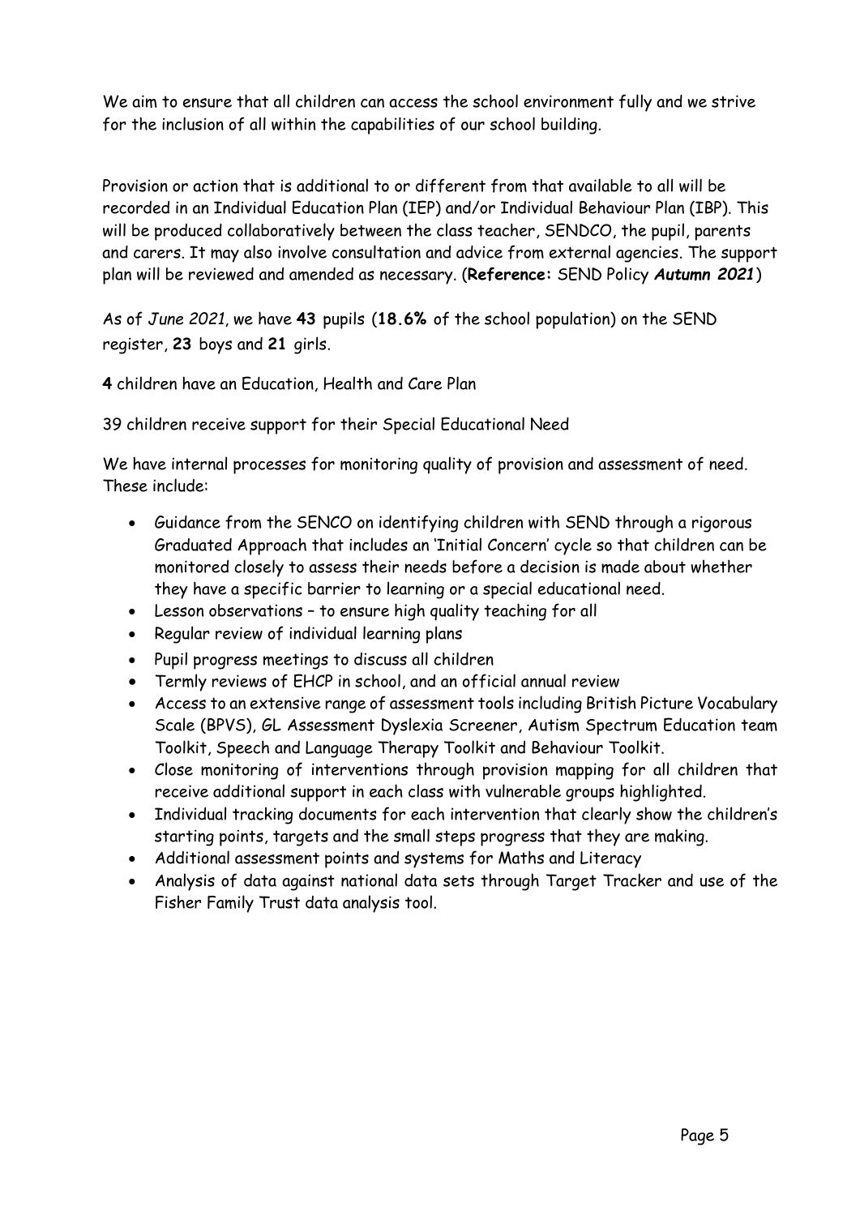We aim to ensure that all children can access the school environment fully and we strive for the inclusion of all within the capabilities of our school building.

Provision or action that is additional to or different from that available to all will be recorded in an Individual Education Plan (IEP) and/or Individual Behaviour Plan (IBP). This will be produced collaboratively between the class teacher, SENDCO, the pupil, parents and carers. It may also involve consultation and advice from external agencies. The support plan will be reviewed and amended as necessary. (**Reference:** SEND Policy ***Autumn 2021***)

As of *June 2021*, we have **43** pupils (**18.6%** of the school population) on the SEND register, **23** boys and **21** girls.

**4** children have an Education, Health and Care Plan

39 children receive support for their Special Educational Need

We have internal processes for monitoring quality of provision and assessment of need. These include:

- Guidance from the SENCO on identifying children with SEND through a rigorous Graduated Approach that includes an 'Initial Concern' cycle so that children can be monitored closely to assess their needs before a decision is made about whether they have a specific barrier to learning or a special educational need.
- Lesson observations – to ensure high quality teaching for all
- Regular review of individual learning plans
- Pupil progress meetings to discuss all children
- Termly reviews of EHCP in school, and an official annual review
- Access to an extensive range of assessment tools including British Picture Vocabulary Scale (BPVS), GL Assessment Dyslexia Screener, Autism Spectrum Education team Toolkit, Speech and Language Therapy Toolkit and Behaviour Toolkit.
- Close monitoring of interventions through provision mapping for all children that receive additional support in each class with vulnerable groups highlighted.
- Individual tracking documents for each intervention that clearly show the children's starting points, targets and the small steps progress that they are making.
- Additional assessment points and systems for Maths and Literacy
- Analysis of data against national data sets through Target Tracker and use of the Fisher Family Trust data analysis tool.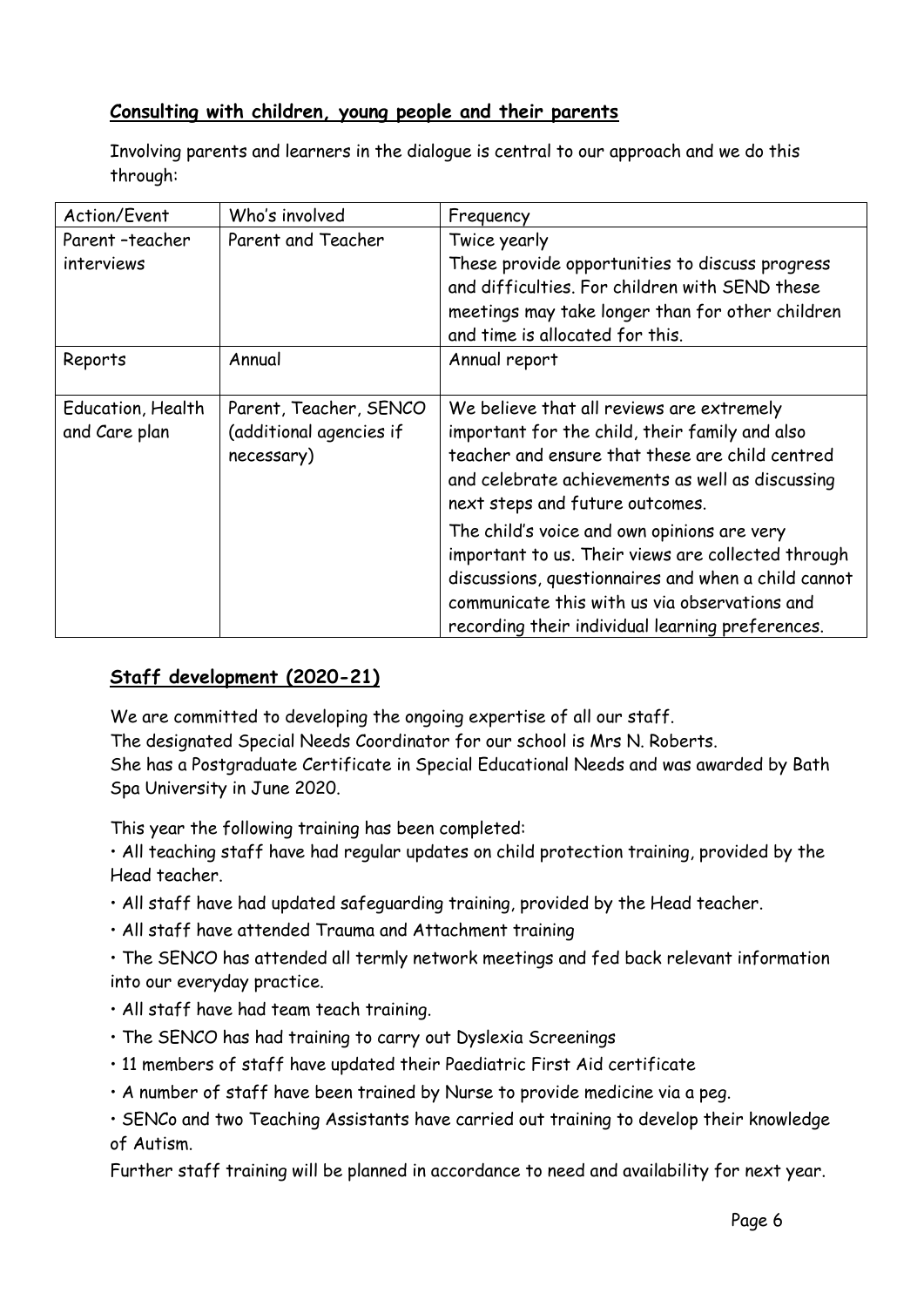## Consulting with children, young people and their parents

Involving parents and learners in the dialogue is central to our approach and we do this through:

| Action/Event | Who's involved | Frequency |
| --- | --- | --- |
| Parent –teacher interviews | Parent and Teacher | Twice yearly<br>These provide opportunities to discuss progress and difficulties. For children with SEND these meetings may take longer than for other children and time is allocated for this. |
| Reports | Annual | Annual report |
| Education, Health and Care plan | Parent, Teacher, SENCO (additional agencies if necessary) | We believe that all reviews are extremely important for the child, their family and also teacher and ensure that these are child centred and celebrate achievements as well as discussing next steps and future outcomes.<br>The child's voice and own opinions are very important to us. Their views are collected through discussions, questionnaires and when a child cannot communicate this with us via observations and recording their individual learning preferences. |

## Staff development (2020-21)

We are committed to developing the ongoing expertise of all our staff.
The designated Special Needs Coordinator for our school is Mrs N. Roberts.
She has a Postgraduate Certificate in Special Educational Needs and was awarded by Bath Spa University in June 2020.

This year the following training has been completed:

- All teaching staff have had regular updates on child protection training, provided by the Head teacher.
- All staff have had updated safeguarding training, provided by the Head teacher.
- All staff have attended Trauma and Attachment training
- The SENCO has attended all termly network meetings and fed back relevant information into our everyday practice.
- All staff have had team teach training.
- The SENCO has had training to carry out Dyslexia Screenings
- 11 members of staff have updated their Paediatric First Aid certificate
- A number of staff have been trained by Nurse to provide medicine via a peg.
- SENCo and two Teaching Assistants have carried out training to develop their knowledge of Autism.

Further staff training will be planned in accordance to need and availability for next year.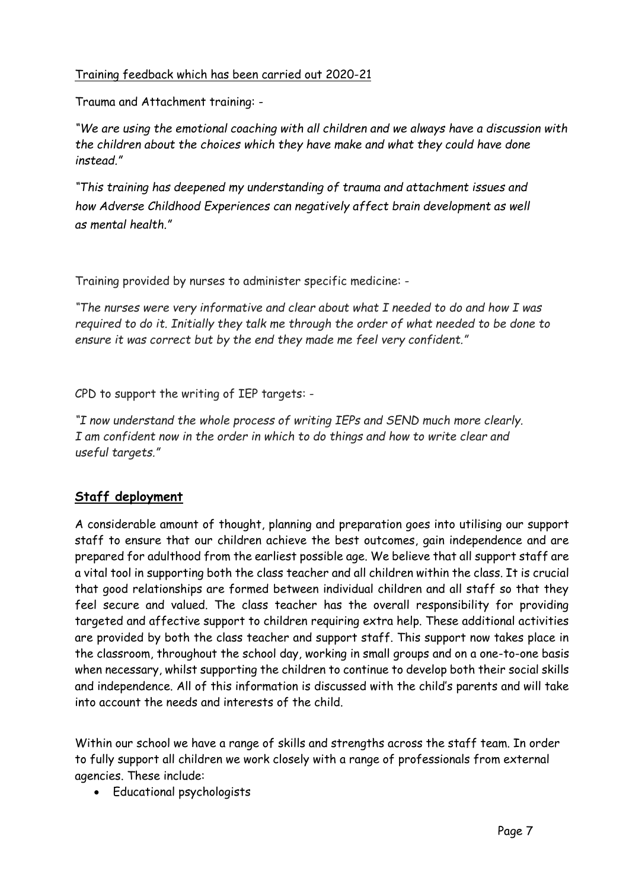Training feedback which has been carried out 2020-21

Trauma and Attachment training: -

*"We are using the emotional coaching with all children and we always have a discussion with the children about the choices which they have make and what they could have done instead."*

*"This training has deepened my understanding of trauma and attachment issues and how Adverse Childhood Experiences can negatively affect brain development as well as mental health."*

Training provided by nurses to administer specific medicine: -

*"The nurses were very informative and clear about what I needed to do and how I was required to do it. Initially they talk me through the order of what needed to be done to ensure it was correct but by the end they made me feel very confident."*

CPD to support the writing of IEP targets: -

*"I now understand the whole process of writing IEPs and SEND much more clearly. I am confident now in the order in which to do things and how to write clear and useful targets."*

## Staff deployment

A considerable amount of thought, planning and preparation goes into utilising our support staff to ensure that our children achieve the best outcomes, gain independence and are prepared for adulthood from the earliest possible age. We believe that all support staff are a vital tool in supporting both the class teacher and all children within the class. It is crucial that good relationships are formed between individual children and all staff so that they feel secure and valued. The class teacher has the overall responsibility for providing targeted and affective support to children requiring extra help. These additional activities are provided by both the class teacher and support staff. This support now takes place in the classroom, throughout the school day, working in small groups and on a one-to-one basis when necessary, whilst supporting the children to continue to develop both their social skills and independence. All of this information is discussed with the child's parents and will take into account the needs and interests of the child.

Within our school we have a range of skills and strengths across the staff team. In order to fully support all children we work closely with a range of professionals from external agencies. These include:

- Educational psychologists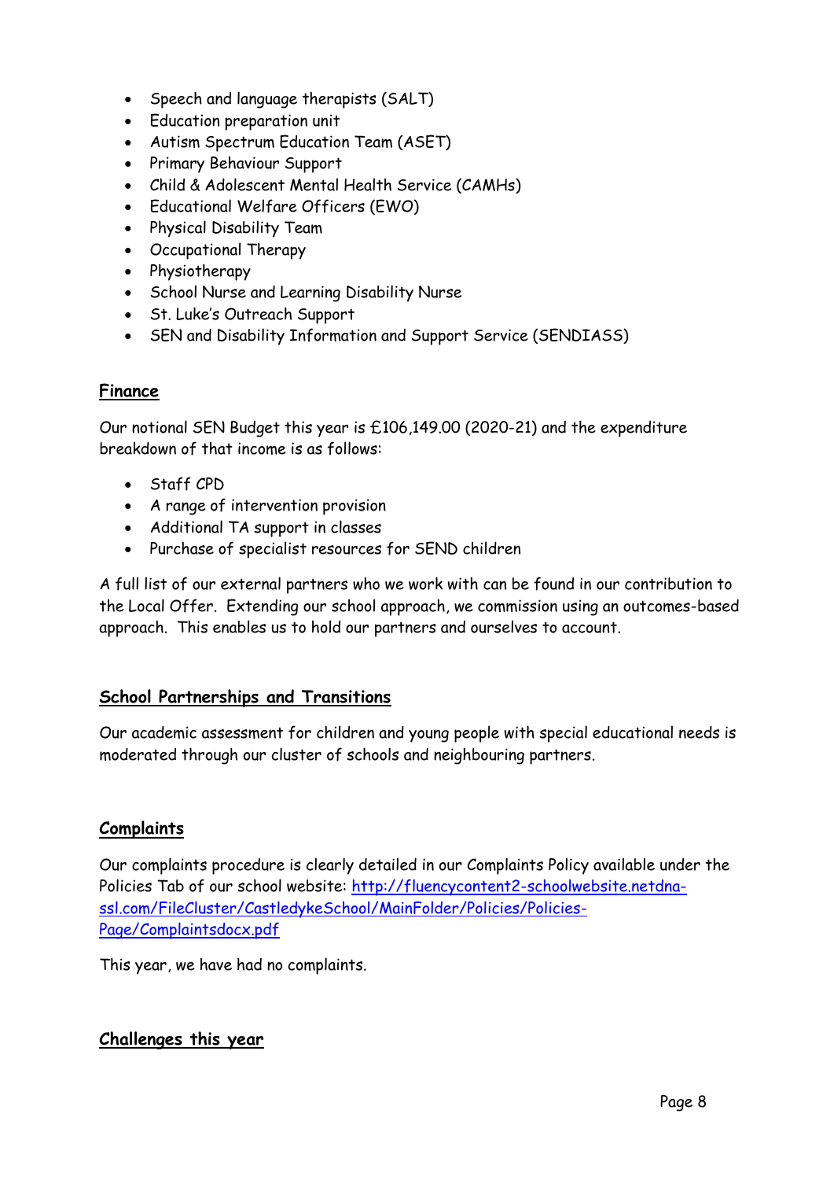- Speech and language therapists (SALT)
- Education preparation unit
- Autism Spectrum Education Team (ASET)
- Primary Behaviour Support
- Child & Adolescent Mental Health Service (CAMHs)
- Educational Welfare Officers (EWO)
- Physical Disability Team
- Occupational Therapy
- Physiotherapy
- School Nurse and Learning Disability Nurse
- St. Luke's Outreach Support
- SEN and Disability Information and Support Service (SENDIASS)

## Finance

Our notional SEN Budget this year is £106,149.00 (2020-21) and the expenditure breakdown of that income is as follows:

- Staff CPD
- A range of intervention provision
- Additional TA support in classes
- Purchase of specialist resources for SEND children

A full list of our external partners who we work with can be found in our contribution to the Local Offer. Extending our school approach, we commission using an outcomes-based approach. This enables us to hold our partners and ourselves to account.

## School Partnerships and Transitions

Our academic assessment for children and young people with special educational needs is moderated through our cluster of schools and neighbouring partners.

## Complaints

Our complaints procedure is clearly detailed in our Complaints Policy available under the Policies Tab of our school website: [http://fluencycontent2-schoolwebsite.netdna-ssl.com/FileCluster/CastledykeSchool/MainFolder/Policies/Policies-Page/Complaintsdocx.pdf](http://fluencycontent2-schoolwebsite.netdna-ssl.com/FileCluster/CastledykeSchool/MainFolder/Policies/Policies-Page/Complaintsdocx.pdf)

This year, we have had no complaints.

## Challenges this year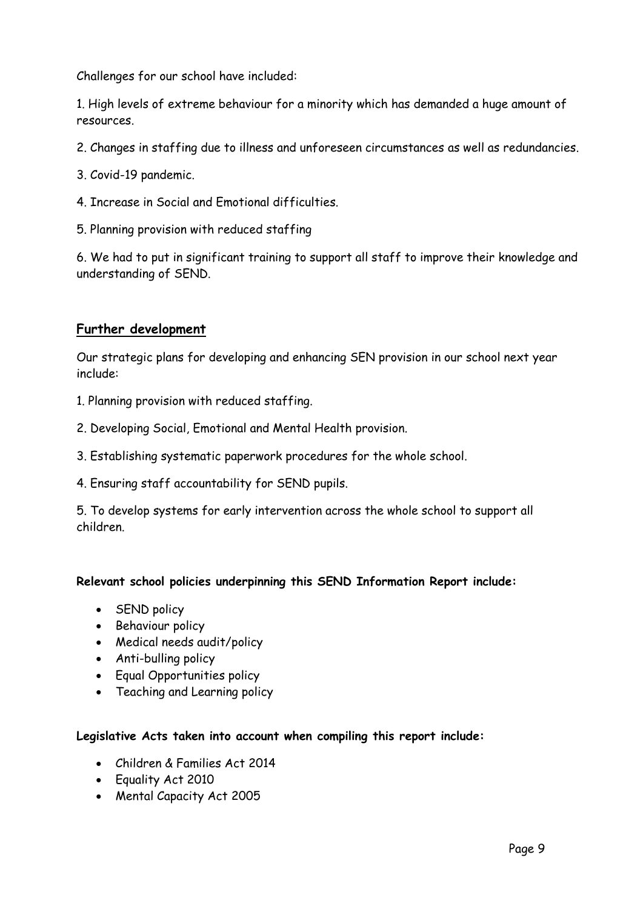Challenges for our school have included:

1. High levels of extreme behaviour for a minority which has demanded a huge amount of resources.

2. Changes in staffing due to illness and unforeseen circumstances as well as redundancies.

3. Covid-19 pandemic.

4. Increase in Social and Emotional difficulties.

5. Planning provision with reduced staffing

6. We had to put in significant training to support all staff to improve their knowledge and understanding of SEND.

## Further development

Our strategic plans for developing and enhancing SEN provision in our school next year include:

1. Planning provision with reduced staffing.

2. Developing Social, Emotional and Mental Health provision.

3. Establishing systematic paperwork procedures for the whole school.

4. Ensuring staff accountability for SEND pupils.

5. To develop systems for early intervention across the whole school to support all children.

**Relevant school policies underpinning this SEND Information Report include:**

- SEND policy
- Behaviour policy
- Medical needs audit/policy
- Anti-bulling policy
- Equal Opportunities policy
- Teaching and Learning policy

**Legislative Acts taken into account when compiling this report include:**

- Children & Families Act 2014
- Equality Act 2010
- Mental Capacity Act 2005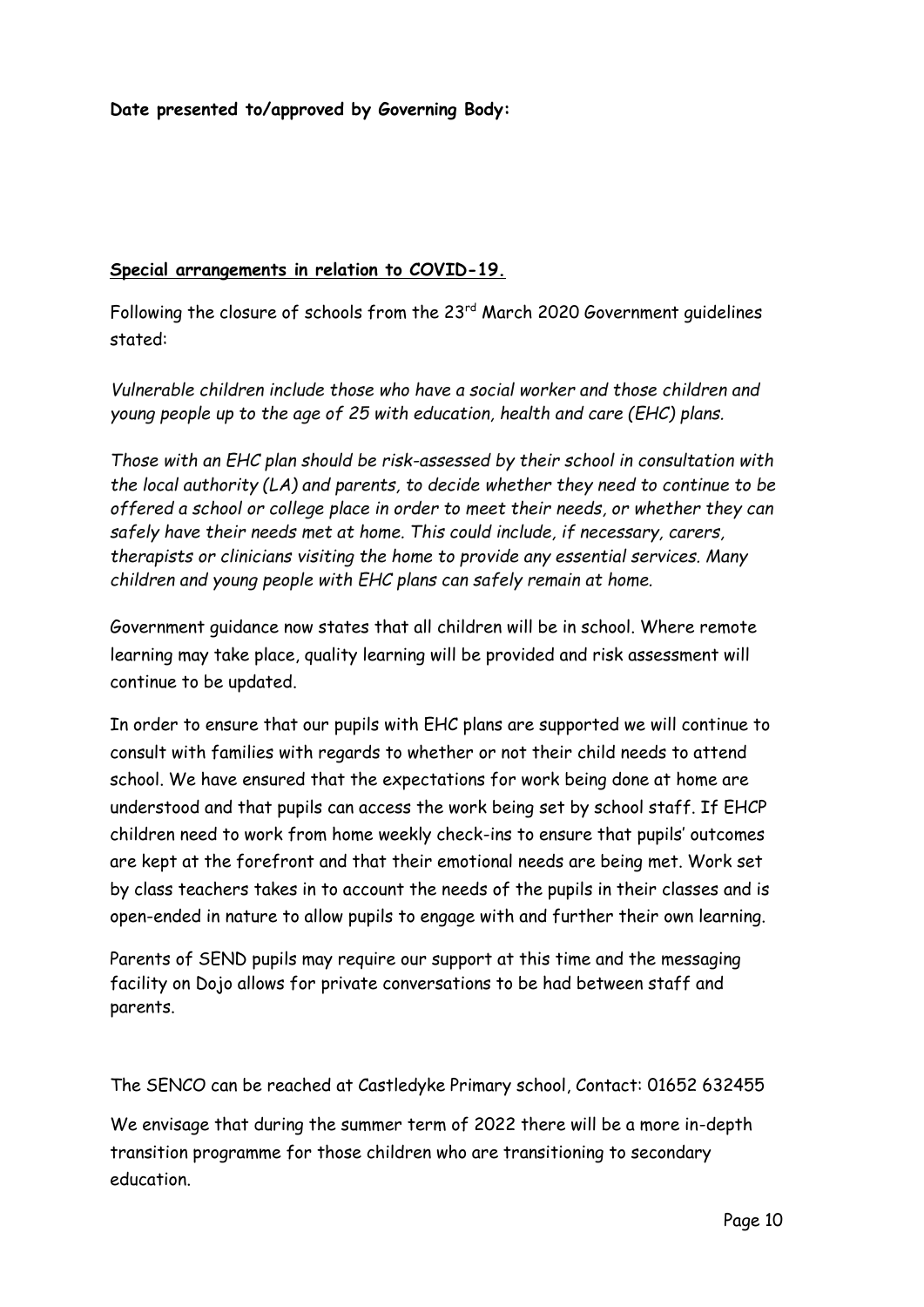**Date presented to/approved by Governing Body:**

**Special arrangements in relation to COVID-19.**

Following the closure of schools from the 23rd March 2020 Government guidelines stated:

*Vulnerable children include those who have a social worker and those children and young people up to the age of 25 with education, health and care (EHC) plans.*

*Those with an EHC plan should be risk-assessed by their school in consultation with the local authority (LA) and parents, to decide whether they need to continue to be offered a school or college place in order to meet their needs, or whether they can safely have their needs met at home. This could include, if necessary, carers, therapists or clinicians visiting the home to provide any essential services. Many children and young people with EHC plans can safely remain at home.*

Government guidance now states that all children will be in school. Where remote learning may take place, quality learning will be provided and risk assessment will continue to be updated.

In order to ensure that our pupils with EHC plans are supported we will continue to consult with families with regards to whether or not their child needs to attend school. We have ensured that the expectations for work being done at home are understood and that pupils can access the work being set by school staff. If EHCP children need to work from home weekly check-ins to ensure that pupils' outcomes are kept at the forefront and that their emotional needs are being met. Work set by class teachers takes in to account the needs of the pupils in their classes and is open-ended in nature to allow pupils to engage with and further their own learning.

Parents of SEND pupils may require our support at this time and the messaging facility on Dojo allows for private conversations to be had between staff and parents.

The SENCO can be reached at Castledyke Primary school, Contact: 01652 632455

We envisage that during the summer term of 2022 there will be a more in-depth transition programme for those children who are transitioning to secondary education.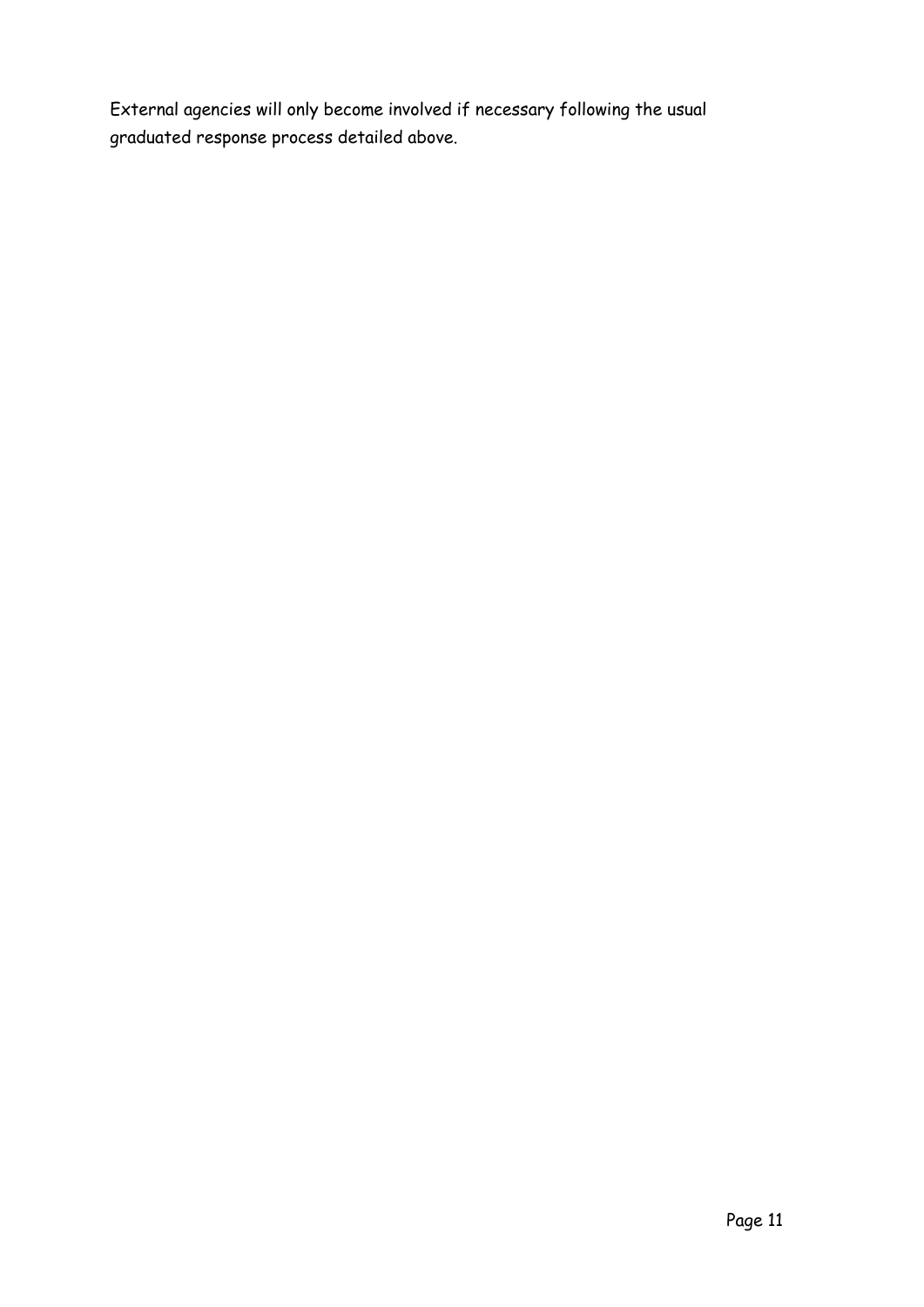External agencies will only become involved if necessary following the usual graduated response process detailed above.